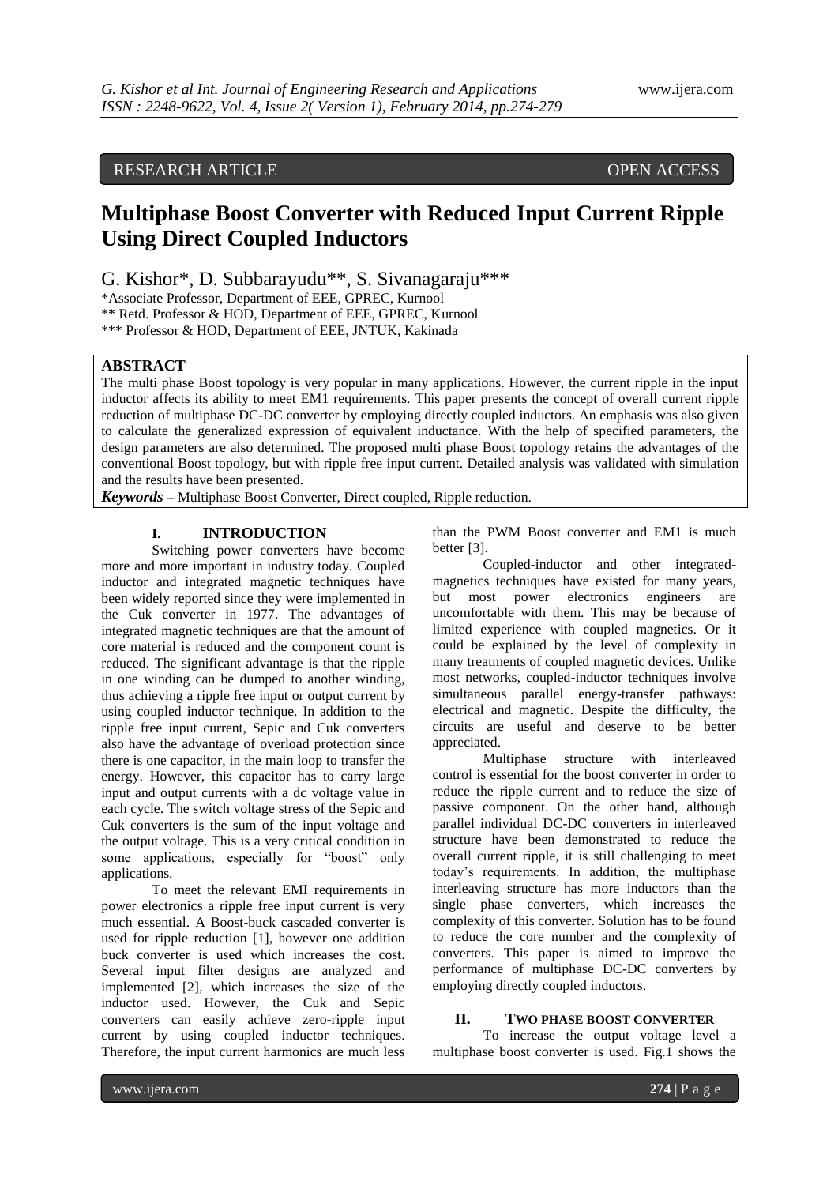RESEARCH ARTICLE OPEN ACCESS

# Multiphase Boost Converter with Reduced Input Current Ripple Using Direct Coupled Inductors

G. Kishor*, D. Subbarayudu**, S. Sivanagaraju***

*Associate Professor, Department of EEE, GPREC, Kurnool
** Retd. Professor & HOD, Department of EEE, GPREC, Kurnool
*** Professor & HOD, Department of EEE, JNTUK, Kakinada

## ABSTRACT

The multi phase Boost topology is very popular in many applications. However, the current ripple in the input inductor affects its ability to meet EM1 requirements. This paper presents the concept of overall current ripple reduction of multiphase DC-DC converter by employing directly coupled inductors. An emphasis was also given to calculate the generalized expression of equivalent inductance. With the help of specified parameters, the design parameters are also determined. The proposed multi phase Boost topology retains the advantages of the conventional Boost topology, but with ripple free input current. Detailed analysis was validated with simulation and the results have been presented.

***Keywords*** – Multiphase Boost Converter, Direct coupled, Ripple reduction.

## I. INTRODUCTION

Switching power converters have become more and more important in industry today. Coupled inductor and integrated magnetic techniques have been widely reported since they were implemented in the Cuk converter in 1977. The advantages of integrated magnetic techniques are that the amount of core material is reduced and the component count is reduced. The significant advantage is that the ripple in one winding can be dumped to another winding, thus achieving a ripple free input or output current by using coupled inductor technique. In addition to the ripple free input current, Sepic and Cuk converters also have the advantage of overload protection since there is one capacitor, in the main loop to transfer the energy. However, this capacitor has to carry large input and output currents with a dc voltage value in each cycle. The switch voltage stress of the Sepic and Cuk converters is the sum of the input voltage and the output voltage. This is a very critical condition in some applications, especially for "boost" only applications.

To meet the relevant EMI requirements in power electronics a ripple free input current is very much essential. A Boost-buck cascaded converter is used for ripple reduction [1], however one addition buck converter is used which increases the cost. Several input filter designs are analyzed and implemented [2], which increases the size of the inductor used. However, the Cuk and Sepic converters can easily achieve zero-ripple input current by using coupled inductor techniques. Therefore, the input current harmonics are much less than the PWM Boost converter and EM1 is much better [3].

Coupled-inductor and other integrated-magnetics techniques have existed for many years, but most power electronics engineers are uncomfortable with them. This may be because of limited experience with coupled magnetics. Or it could be explained by the level of complexity in many treatments of coupled magnetic devices. Unlike most networks, coupled-inductor techniques involve simultaneous parallel energy-transfer pathways: electrical and magnetic. Despite the difficulty, the circuits are useful and deserve to be better appreciated.

Multiphase structure with interleaved control is essential for the boost converter in order to reduce the ripple current and to reduce the size of passive component. On the other hand, although parallel individual DC-DC converters in interleaved structure have been demonstrated to reduce the overall current ripple, it is still challenging to meet today's requirements. In addition, the multiphase interleaving structure has more inductors than the single phase converters, which increases the complexity of this converter. Solution has to be found to reduce the core number and the complexity of converters. This paper is aimed to improve the performance of multiphase DC-DC converters by employing directly coupled inductors.

## II. TWO PHASE BOOST CONVERTER

To increase the output voltage level a multiphase boost converter is used. Fig.1 shows the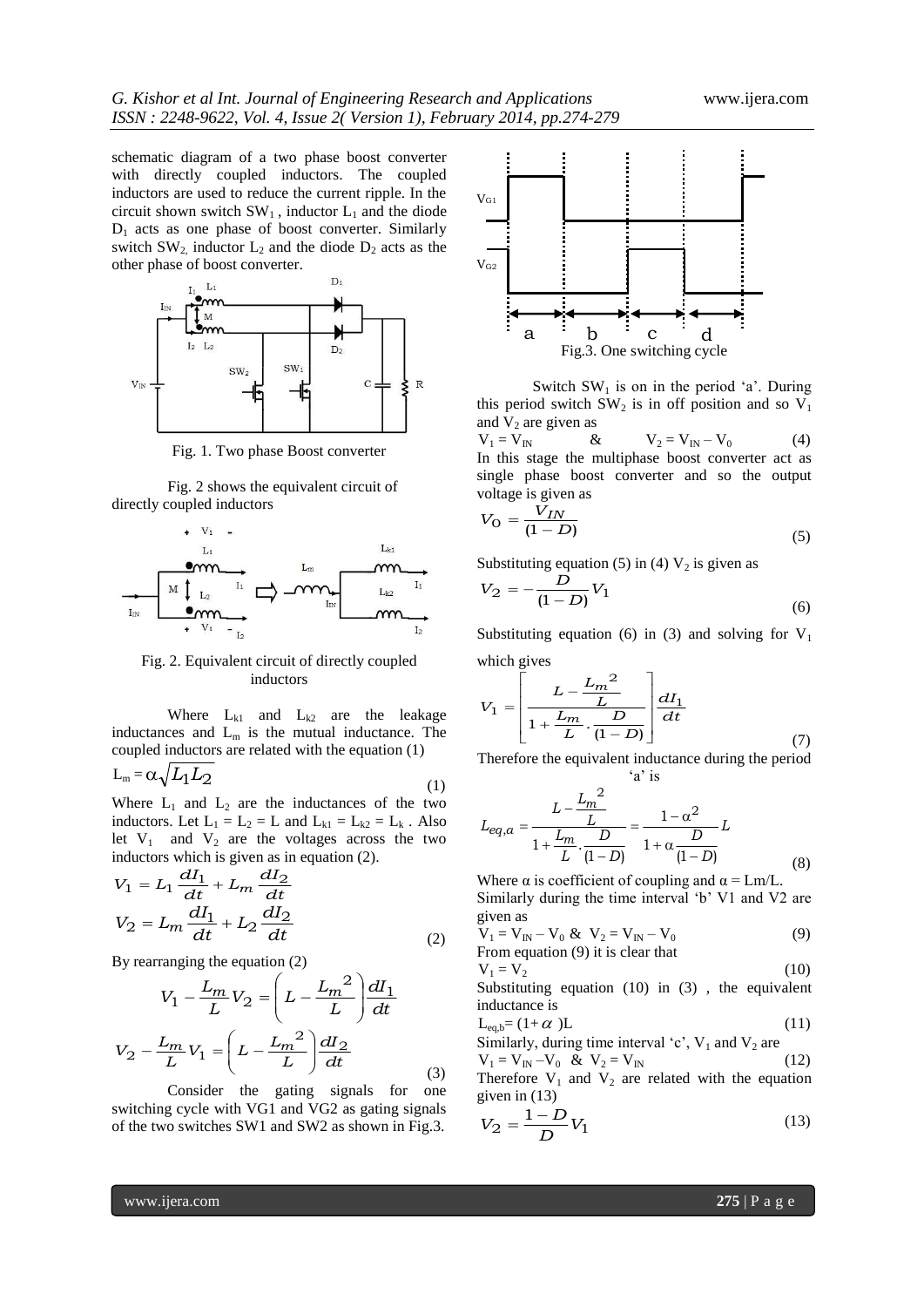schematic diagram of a two phase boost converter with directly coupled inductors. The coupled inductors are used to reduce the current ripple. In the circuit shown switch $SW_1$, inductor $L_1$ and the diode $D_1$ acts as one phase of boost converter. Similarly switch $SW_2$, inductor $L_2$ and the diode $D_2$ acts as the other phase of boost converter.

Fig. 1. Two phase Boost converter

Fig. 2 shows the equivalent circuit of directly coupled inductors

Fig. 2. Equivalent circuit of directly coupled inductors

Where $L_{k1}$ and $L_{k2}$ are the leakage inductances and $L_m$ is the mutual inductance. The coupled inductors are related with the equation (1)

$$L_m = \alpha\sqrt{L_1 L_2} \tag{1}$$

Where $L_1$ and $L_2$ are the inductances of the two inductors. Let $L_1 = L_2 = L$ and $L_{k1} = L_{k2} = L_k$. Also let $V_1$ and $V_2$ are the voltages across the two inductors which is given as in equation (2).

$$V_1 = L_1 \frac{dI_1}{dt} + L_m \frac{dI_2}{dt}$$
$$V_2 = L_m \frac{dI_1}{dt} + L_2 \frac{dI_2}{dt} \tag{2}$$

By rearranging the equation (2)

$$V_1 - \frac{L_m}{L} V_2 = \left( L - \frac{L_m{}^2}{L} \right) \frac{dI_1}{dt}$$
$$V_2 - \frac{L_m}{L} V_1 = \left( L - \frac{L_m{}^2}{L} \right) \frac{dI_2}{dt} \tag{3}$$

Consider the gating signals for one switching cycle with VG1 and VG2 as gating signals of the two switches SW1 and SW2 as shown in Fig.3.

Fig.3. One switching cycle

Switch $SW_1$ is on in the period 'a'. During this period switch $SW_2$ is in off position and so $V_1$ and $V_2$ are given as

$$V_1 = V_{IN} \quad \& \quad V_2 = V_{IN} - V_0 \tag{4}$$

In this stage the multiphase boost converter act as single phase boost converter and so the output voltage is given as

$$V_O = \frac{V_{IN}}{(1-D)} \tag{5}$$

Substituting equation (5) in (4) $V_2$ is given as

$$V_2 = -\frac{D}{(1-D)} V_1 \tag{6}$$

Substituting equation (6) in (3) and solving for $V_1$ which gives

$$V_1 = \left[ \frac{L - \frac{L_m{}^2}{L}}{1 + \frac{L_m}{L} \cdot \frac{D}{(1-D)}} \right] \frac{dI_1}{dt} \tag{7}$$

Therefore the equivalent inductance during the period 'a' is

$$L_{eq,a} = \frac{L - \frac{L_m{}^2}{L}}{1 + \frac{L_m}{L} \cdot \frac{D}{(1-D)}} = \frac{1-\alpha^2}{1 + \alpha \frac{D}{(1-D)}} L \tag{8}$$

Where $\alpha$ is coefficient of coupling and $\alpha = Lm/L$.

Similarly during the time interval 'b' V1 and V2 are given as

$$V_1 = V_{IN} - V_0 \;\&\; V_2 = V_{IN} - V_0 \tag{9}$$

From equation (9) it is clear that

$$V_1 = V_2 \tag{10}$$

Substituting equation (10) in (3) , the equivalent inductance is

$$L_{eq,b} = (1+\alpha)L \tag{11}$$

Similarly, during time interval 'c', $V_1$ and $V_2$ are

$$V_1 = V_{IN} - V_0 \;\&\; V_2 = V_{IN} \tag{12}$$

Therefore $V_1$ and $V_2$ are related with the equation given in (13)

$$V_2 = \frac{1-D}{D} V_1 \tag{13}$$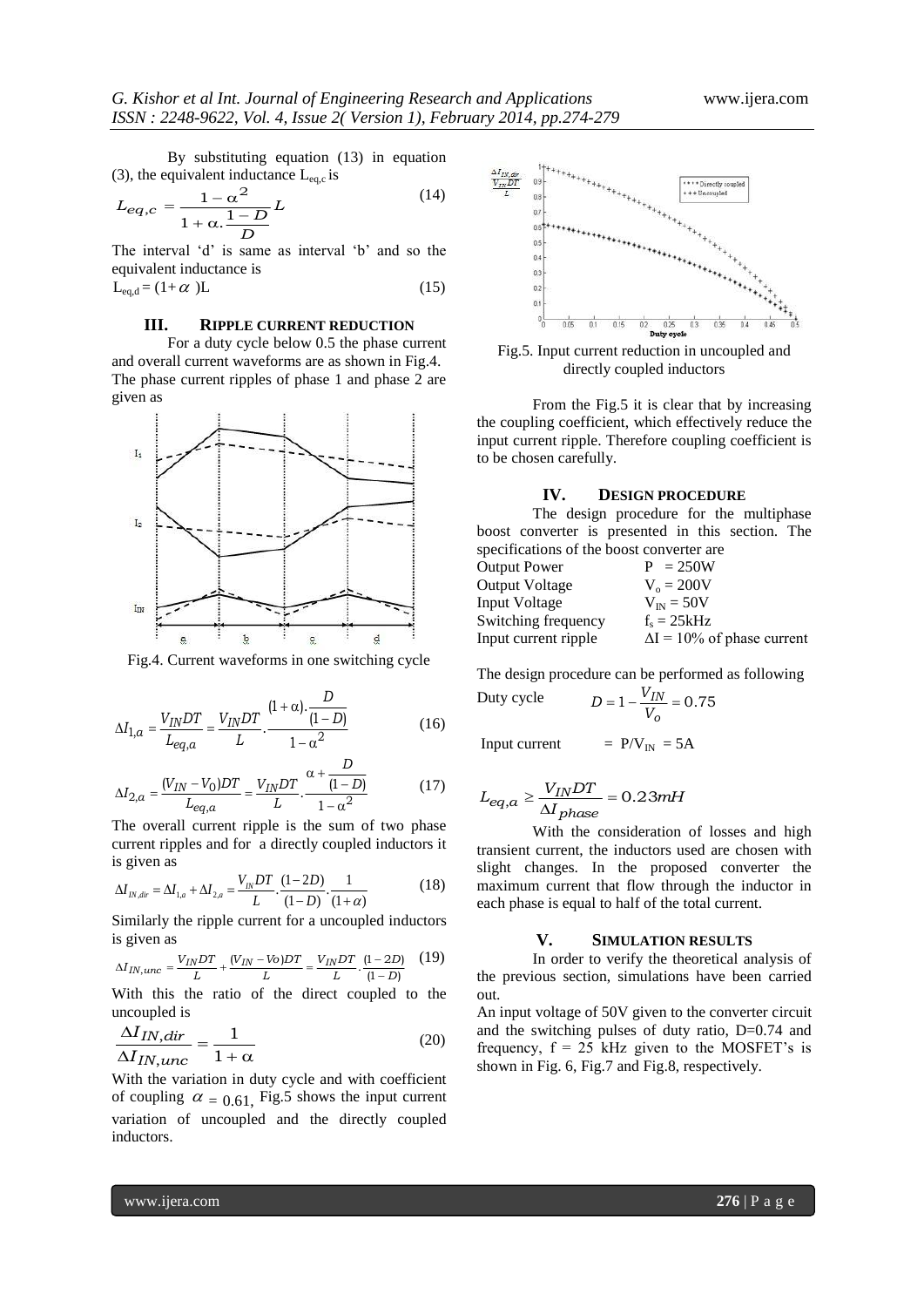By substituting equation (13) in equation (3), the equivalent inductance $L_{eq,c}$ is

$$L_{eq,c} = \frac{1-\alpha^2}{1+\alpha.\dfrac{1-D}{D}}L \tag{14}$$

The interval 'd' is same as interval 'b' and so the equivalent inductance is

$$L_{eq,d} = (1+\alpha)L \tag{15}$$

## III. RIPPLE CURRENT REDUCTION

For a duty cycle below 0.5 the phase current and overall current waveforms are as shown in Fig.4. The phase current ripples of phase 1 and phase 2 are given as

Fig.4. Current waveforms in one switching cycle

$$\Delta I_{1,a} = \frac{V_{IN}DT}{L_{eq,a}} = \frac{V_{IN}DT}{L}.\frac{(1+\alpha).\dfrac{D}{(1-D)}}{1-\alpha^2} \tag{16}$$

$$\Delta I_{2,a} = \frac{(V_{IN}-V_0)DT}{L_{eq,a}} = \frac{V_{IN}DT}{L}.\frac{\alpha+\dfrac{D}{(1-D)}}{1-\alpha^2} \tag{17}$$

The overall current ripple is the sum of two phase current ripples and for a directly coupled inductors it is given as

$$\Delta I_{IN,dir} = \Delta I_{1,a} + \Delta I_{2,a} = \frac{V_{IN}DT}{L}.\frac{(1-2D)}{(1-D)}.\frac{1}{(1+\alpha)} \tag{18}$$

Similarly the ripple current for a uncoupled inductors is given as

$$\Delta I_{IN,unc} = \frac{V_{IN}DT}{L} + \frac{(V_{IN}-Vo)DT}{L} = \frac{V_{IN}DT}{L}.\frac{(1-2D)}{(1-D)} \tag{19}$$

With this the ratio of the direct coupled to the uncoupled is

$$\frac{\Delta I_{IN,dir}}{\Delta I_{IN,unc}} = \frac{1}{1+\alpha} \tag{20}$$

With the variation in duty cycle and with coefficient of coupling $\alpha = 0.61$, Fig.5 shows the input current variation of uncoupled and the directly coupled inductors.

Fig.5. Input current reduction in uncoupled and directly coupled inductors

From the Fig.5 it is clear that by increasing the coupling coefficient, which effectively reduce the input current ripple. Therefore coupling coefficient is to be chosen carefully.

## IV. DESIGN PROCEDURE

The design procedure for the multiphase boost converter is presented in this section. The specifications of the boost converter are

| | |
|---|---|
| Output Power | $P = 250W$ |
| Output Voltage | $V_o = 200V$ |
| Input Voltage | $V_{IN} = 50V$ |
| Switching frequency | $f_s = 25kHz$ |
| Input current ripple | $\Delta I = 10\%$ of phase current |

The design procedure can be performed as following

Duty cycle $\quad D = 1 - \dfrac{V_{IN}}{V_o} = 0.75$

Input current $\quad = P/V_{IN} = 5A$

$$L_{eq,a} \geq \frac{V_{IN}DT}{\Delta I_{phase}} = 0.23mH$$

With the consideration of losses and high transient current, the inductors used are chosen with slight changes. In the proposed converter the maximum current that flow through the inductor in each phase is equal to half of the total current.

## V. SIMULATION RESULTS

In order to verify the theoretical analysis of the previous section, simulations have been carried out.

An input voltage of 50V given to the converter circuit and the switching pulses of duty ratio, D=0.74 and frequency, f = 25 kHz given to the MOSFET's is shown in Fig. 6, Fig.7 and Fig.8, respectively.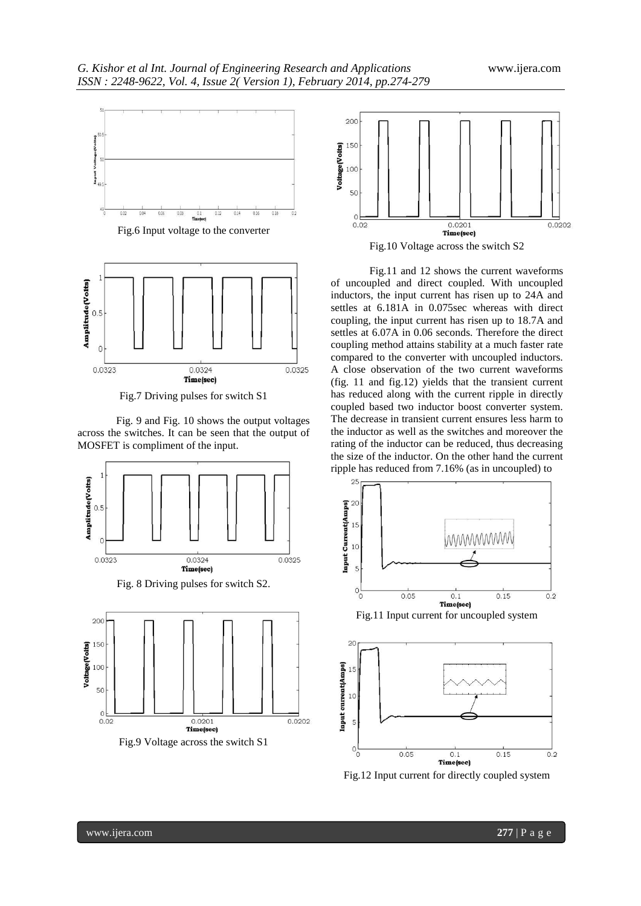Fig.6 Input voltage to the converter

Fig.7 Driving pulses for switch S1

Fig. 9 and Fig. 10 shows the output voltages across the switches. It can be seen that the output of MOSFET is compliment of the input.

Fig. 8 Driving pulses for switch S2.

Fig.9 Voltage across the switch S1

Fig.10 Voltage across the switch S2

Fig.11 and 12 shows the current waveforms of uncoupled and direct coupled. With uncoupled inductors, the input current has risen up to 24A and settles at 6.181A in 0.075sec whereas with direct coupling, the input current has risen up to 18.7A and settles at 6.07A in 0.06 seconds. Therefore the direct coupling method attains stability at a much faster rate compared to the converter with uncoupled inductors. A close observation of the two current waveforms (fig. 11 and fig.12) yields that the transient current has reduced along with the current ripple in directly coupled based two inductor boost converter system. The decrease in transient current ensures less harm to the inductor as well as the switches and moreover the rating of the inductor can be reduced, thus decreasing the size of the inductor. On the other hand the current ripple has reduced from 7.16% (as in uncoupled) to

Fig.11 Input current for uncoupled system

Fig.12 Input current for directly coupled system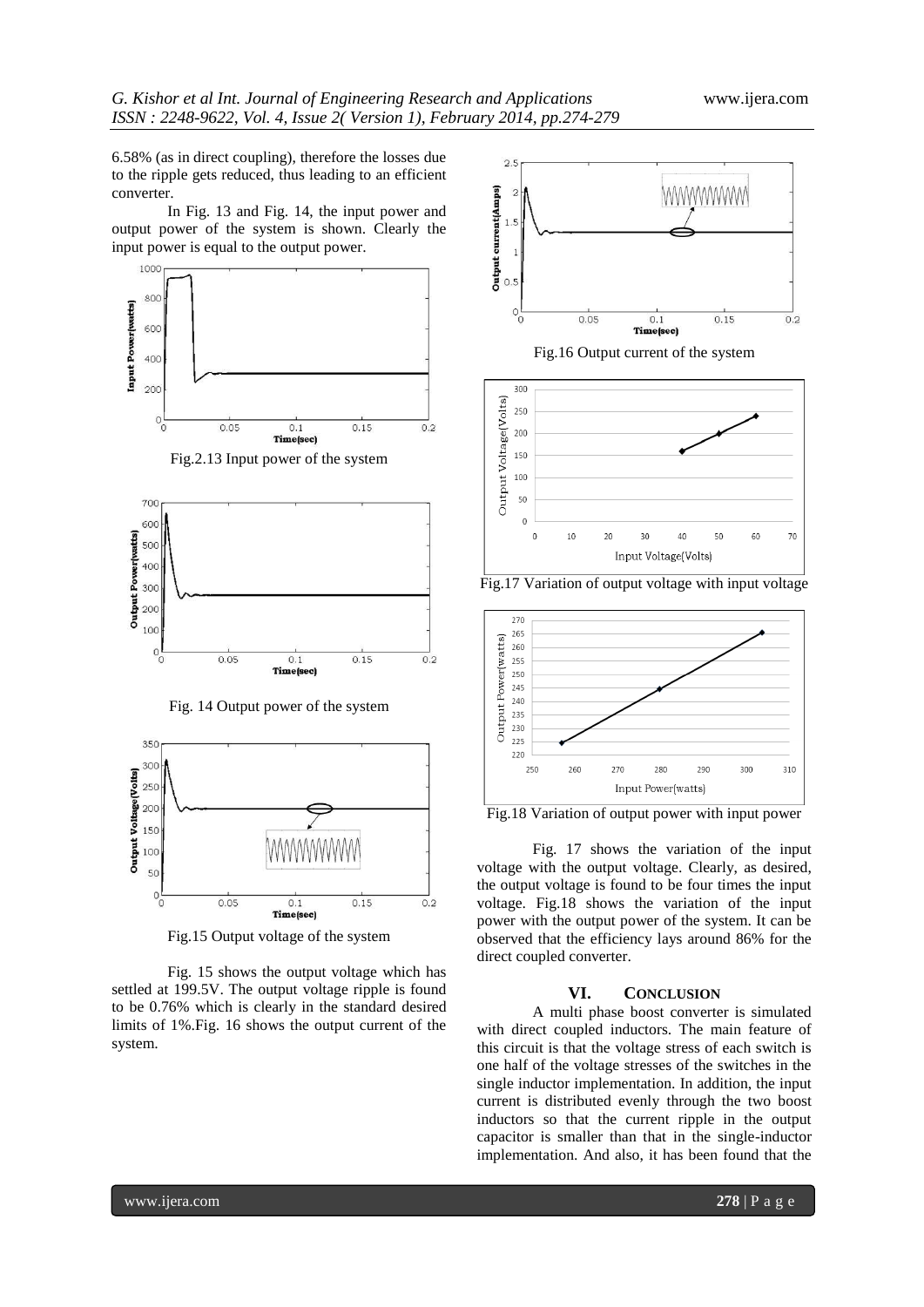6.58% (as in direct coupling), therefore the losses due to the ripple gets reduced, thus leading to an efficient converter.

In Fig. 13 and Fig. 14, the input power and output power of the system is shown. Clearly the input power is equal to the output power.

Fig.2.13 Input power of the system

Fig. 14 Output power of the system

Fig.15 Output voltage of the system

Fig. 15 shows the output voltage which has settled at 199.5V. The output voltage ripple is found to be 0.76% which is clearly in the standard desired limits of 1%.Fig. 16 shows the output current of the system.

Fig.16 Output current of the system

Fig.17 Variation of output voltage with input voltage

Fig.18 Variation of output power with input power

Fig. 17 shows the variation of the input voltage with the output voltage. Clearly, as desired, the output voltage is found to be four times the input voltage. Fig.18 shows the variation of the input power with the output power of the system. It can be observed that the efficiency lays around 86% for the direct coupled converter.

## VI. CONCLUSION

A multi phase boost converter is simulated with direct coupled inductors. The main feature of this circuit is that the voltage stress of each switch is one half of the voltage stresses of the switches in the single inductor implementation. In addition, the input current is distributed evenly through the two boost inductors so that the current ripple in the output capacitor is smaller than that in the single-inductor implementation. And also, it has been found that the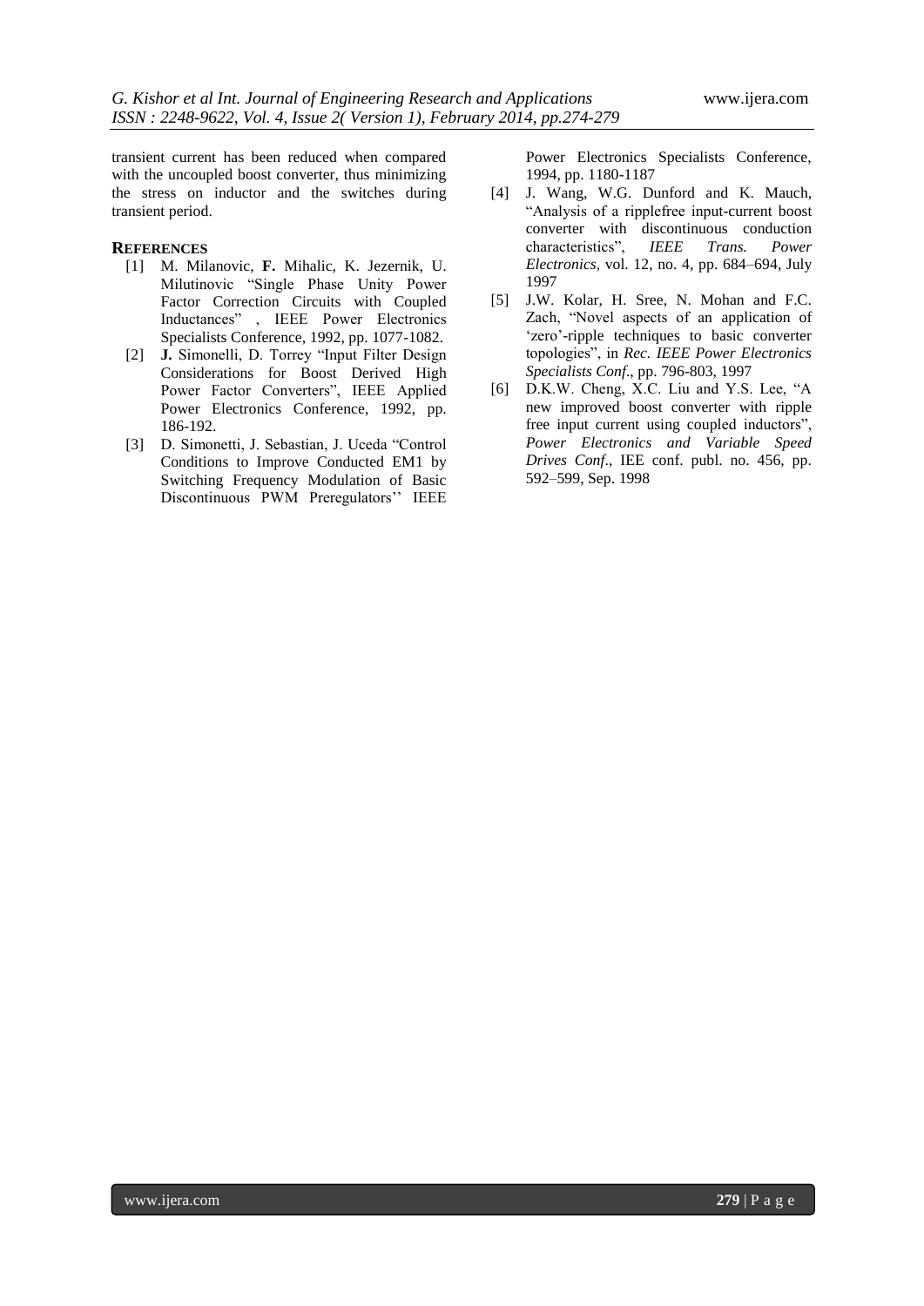transient current has been reduced when compared with the uncoupled boost converter, thus minimizing the stress on inductor and the switches during transient period.

## REFERENCES

[1] M. Milanovic, **F.** Mihalic, K. Jezernik, U. Milutinovic "Single Phase Unity Power Factor Correction Circuits with Coupled Inductances" , IEEE Power Electronics Specialists Conference, 1992, pp. 1077-1082.

[2] **J.** Simonelli, D. Torrey "Input Filter Design Considerations for Boost Derived High Power Factor Converters", IEEE Applied Power Electronics Conference, 1992, pp. 186-192.

[3] D. Simonetti, J. Sebastian, J. Uceda "Control Conditions to Improve Conducted EM1 by Switching Frequency Modulation of Basic Discontinuous PWM Preregulators'' IEEE Power Electronics Specialists Conference, 1994, pp. 1180-1187

[4] J. Wang, W.G. Dunford and K. Mauch, "Analysis of a ripplefree input-current boost converter with discontinuous conduction characteristics", *IEEE Trans. Power Electronics*, vol. 12, no. 4, pp. 684–694, July 1997

[5] J.W. Kolar, H. Sree, N. Mohan and F.C. Zach, "Novel aspects of an application of 'zero'-ripple techniques to basic converter topologies", in *Rec. IEEE Power Electronics Specialists Conf*., pp. 796-803, 1997

[6] D.K.W. Cheng, X.C. Liu and Y.S. Lee, "A new improved boost converter with ripple free input current using coupled inductors", *Power Electronics and Variable Speed Drives Conf*., IEE conf. publ. no. 456, pp. 592–599, Sep. 1998